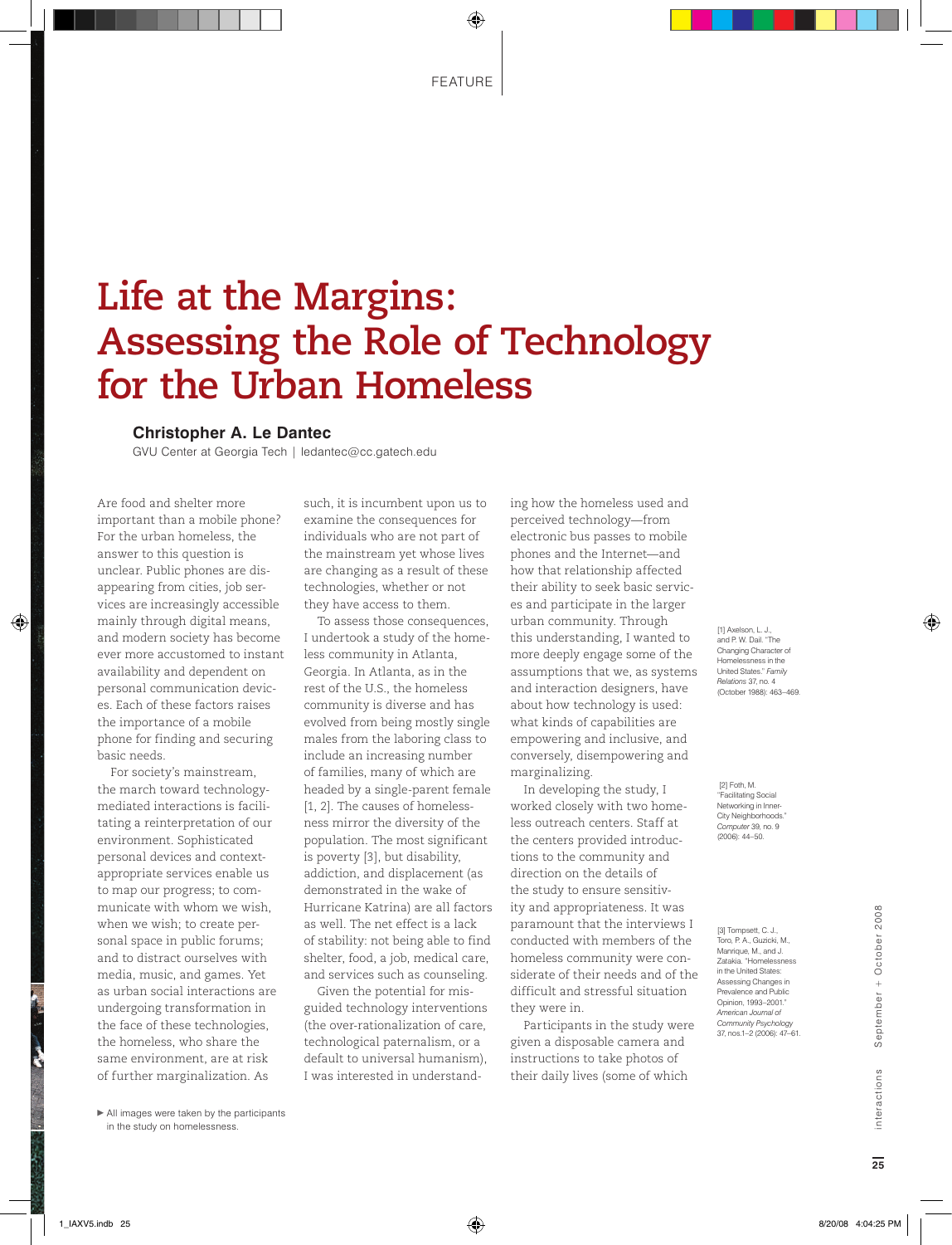FEATURE

# Life at the Margins: Assessing the Role of Technology for the Urban Homeless

**Christopher A. Le Dantec**

GVU Center at Georgia Tech | ledantec@cc.gatech.edu

Are food and shelter more important than a mobile phone? For the urban homeless, the answer to this question is unclear. Public phones are disappearing from cities, job services are increasingly accessible mainly through digital means, and modern society has become ever more accustomed to instant availability and dependent on personal communication devices. Each of these factors raises the importance of a mobile phone for finding and securing basic needs.

For society's mainstream, the march toward technology-mediated interactions is facilitating a reinterpretation of our environment. Sophisticated personal devices and context-appropriate services enable us to map our progress; to communicate with whom we wish, when we wish; to create personal space in public forums; and to distract ourselves with media, music, and games. Yet as urban social interactions are undergoing transformation in the face of these technologies, the homeless, who share the same environment, are at risk of further marginalization. As such, it is incumbent upon us to examine the consequences for individuals who are not part of the mainstream yet whose lives are changing as a result of these technologies, whether or not they have access to them.

To assess those consequences, I undertook a study of the homeless community in Atlanta, Georgia. In Atlanta, as in the rest of the U.S., the homeless community is diverse and has evolved from being mostly single males from the laboring class to include an increasing number of families, many of which are headed by a single-parent female [1, 2]. The causes of homelessness mirror the diversity of the population. The most significant is poverty [3], but disability, addiction, and displacement (as demonstrated in the wake of Hurricane Katrina) are all factors as well. The net effect is a lack of stability: not being able to find shelter, food, a job, medical care, and services such as counseling.

Given the potential for misguided technology interventions (the over-rationalization of care, technological paternalism, or a default to universal humanism), I was interested in understanding how the homeless used and perceived technology—from electronic bus passes to mobile phones and the Internet—and how that relationship affected their ability to seek basic services and participate in the larger urban community. Through this understanding, I wanted to more deeply engage some of the assumptions that we, as systems and interaction designers, have about how technology is used: what kinds of capabilities are empowering and inclusive, and conversely, disempowering and marginalizing.

In developing the study, I worked closely with two homeless outreach centers. Staff at the centers provided introductions to the community and direction on the details of the study to ensure sensitivity and appropriateness. It was paramount that the interviews I conducted with members of the homeless community were considerate of their needs and of the difficult and stressful situation they were in.

Participants in the study were given a disposable camera and instructions to take photos of their daily lives (some of which

► All images were taken by the participants in the study on homelessness.

[1] Axelson, L. J., and P. W. Dail. "The Changing Character of Homelessness in the United States." *Family Relations* 37, no. 4 (October 1988): 463–469.

[2] Foth, M. "Facilitating Social Networking in Inner-City Neighborhoods." *Computer* 39, no. 9 (2006): 44–50.

[3] Tompsett, C. J., Toro, P. A., Guzicki, M., Manrique, M., and J. Zatakia. "Homelessness in the United States: Assessing Changes in Prevalence and Public Opinion, 1993–2001." *American Journal of Community Psychology* 37, nos.1–2 (2006): 47–61.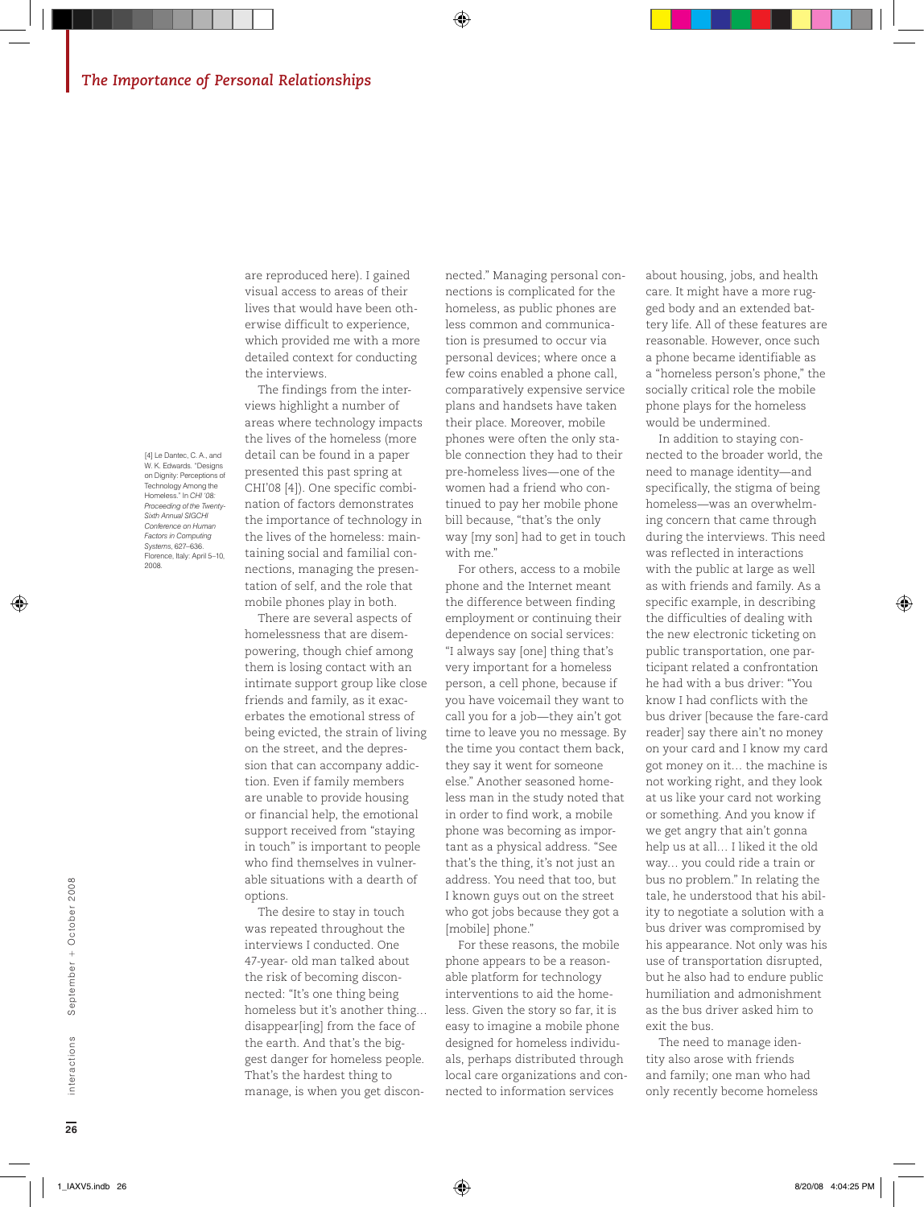are reproduced here). I gained visual access to areas of their lives that would have been otherwise difficult to experience, which provided me with a more detailed context for conducting the interviews.

The findings from the interviews highlight a number of areas where technology impacts the lives of the homeless (more detail can be found in a paper presented this past spring at CHI'08 [4]). One specific combination of factors demonstrates the importance of technology in the lives of the homeless: maintaining social and familial connections, managing the presentation of self, and the role that mobile phones play in both.

[4] Le Dantec, C. A., and W. K. Edwards. "Designs on Dignity: Perceptions of Technology Among the Homeless." In *CHI '08: Proceeding of the Twenty-Sixth Annual SIGCHI Conference on Human Factors in Computing Systems*, 627–636. Florence, Italy: April 5–10, 2008.

There are several aspects of homelessness that are disempowering, though chief among them is losing contact with an intimate support group like close friends and family, as it exacerbates the emotional stress of being evicted, the strain of living on the street, and the depression that can accompany addiction. Even if family members are unable to provide housing or financial help, the emotional support received from "staying in touch" is important to people who find themselves in vulnerable situations with a dearth of options.

The desire to stay in touch was repeated throughout the interviews I conducted. One 47-year- old man talked about the risk of becoming disconnected: "It's one thing being homeless but it's another thing… disappear[ing] from the face of the earth. And that's the biggest danger for homeless people. That's the hardest thing to manage, is when you get disconnected." Managing personal connections is complicated for the homeless, as public phones are less common and communication is presumed to occur via personal devices; where once a few coins enabled a phone call, comparatively expensive service plans and handsets have taken their place. Moreover, mobile phones were often the only stable connection they had to their pre-homeless lives—one of the women had a friend who continued to pay her mobile phone bill because, "that's the only way [my son] had to get in touch with me."

For others, access to a mobile phone and the Internet meant the difference between finding employment or continuing their dependence on social services: "I always say [one] thing that's very important for a homeless person, a cell phone, because if you have voicemail they want to call you for a job—they ain't got time to leave you no message. By the time you contact them back, they say it went for someone else." Another seasoned homeless man in the study noted that in order to find work, a mobile phone was becoming as important as a physical address. "See that's the thing, it's not just an address. You need that too, but I known guys out on the street who got jobs because they got a [mobile] phone."

For these reasons, the mobile phone appears to be a reasonable platform for technology interventions to aid the homeless. Given the story so far, it is easy to imagine a mobile phone designed for homeless individuals, perhaps distributed through local care organizations and connected to information services about housing, jobs, and health care. It might have a more rugged body and an extended battery life. All of these features are reasonable. However, once such a phone became identifiable as a "homeless person's phone," the socially critical role the mobile phone plays for the homeless would be undermined.

In addition to staying connected to the broader world, the need to manage identity—and specifically, the stigma of being homeless—was an overwhelming concern that came through during the interviews. This need was reflected in interactions with the public at large as well as with friends and family. As a specific example, in describing the difficulties of dealing with the new electronic ticketing on public transportation, one participant related a confrontation he had with a bus driver: "You know I had conflicts with the bus driver [because the fare-card reader] say there ain't no money on your card and I know my card got money on it… the machine is not working right, and they look at us like your card not working or something. And you know if we get angry that ain't gonna help us at all… I liked it the old way… you could ride a train or bus no problem." In relating the tale, he understood that his ability to negotiate a solution with a bus driver was compromised by his appearance. Not only was his use of transportation disrupted, but he also had to endure public humiliation and admonishment as the bus driver asked him to exit the bus.

The need to manage identity also arose with friends and family; one man who had only recently become homeless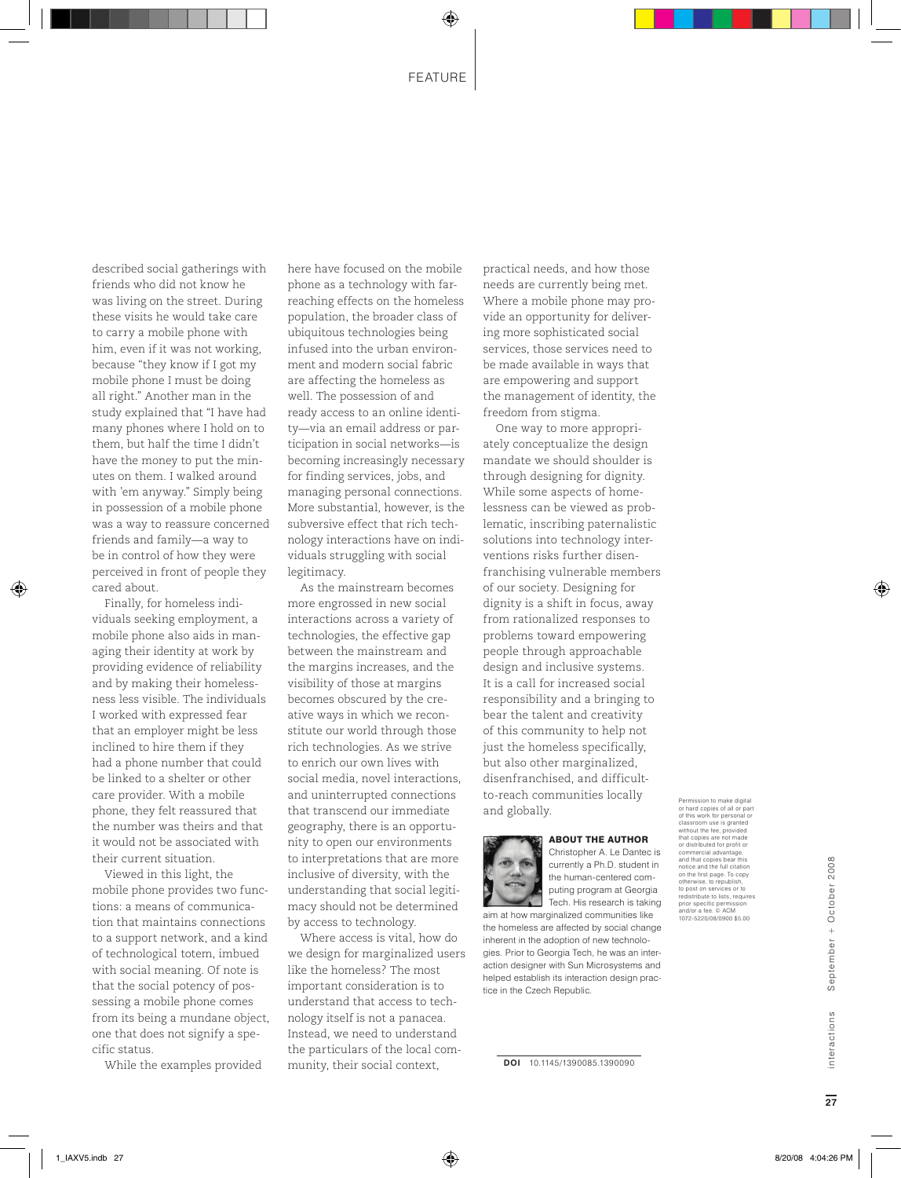described social gatherings with friends who did not know he was living on the street. During these visits he would take care to carry a mobile phone with him, even if it was not working, because "they know if I got my mobile phone I must be doing all right." Another man in the study explained that "I have had many phones where I hold on to them, but half the time I didn't have the money to put the minutes on them. I walked around with 'em anyway." Simply being in possession of a mobile phone was a way to reassure concerned friends and family—a way to be in control of how they were perceived in front of people they cared about.

Finally, for homeless individuals seeking employment, a mobile phone also aids in managing their identity at work by providing evidence of reliability and by making their homelessness less visible. The individuals I worked with expressed fear that an employer might be less inclined to hire them if they had a phone number that could be linked to a shelter or other care provider. With a mobile phone, they felt reassured that the number was theirs and that it would not be associated with their current situation.

Viewed in this light, the mobile phone provides two functions: a means of communication that maintains connections to a support network, and a kind of technological totem, imbued with social meaning. Of note is that the social potency of possessing a mobile phone comes from its being a mundane object, one that does not signify a specific status.

While the examples provided here have focused on the mobile phone as a technology with far-reaching effects on the homeless population, the broader class of ubiquitous technologies being infused into the urban environment and modern social fabric are affecting the homeless as well. The possession of and ready access to an online identity—via an email address or participation in social networks—is becoming increasingly necessary for finding services, jobs, and managing personal connections. More substantial, however, is the subversive effect that rich technology interactions have on individuals struggling with social legitimacy.

As the mainstream becomes more engrossed in new social interactions across a variety of technologies, the effective gap between the mainstream and the margins increases, and the visibility of those at margins becomes obscured by the creative ways in which we reconstitute our world through those rich technologies. As we strive to enrich our own lives with social media, novel interactions, and uninterrupted connections that transcend our immediate geography, there is an opportunity to open our environments to interpretations that are more inclusive of diversity, with the understanding that social legitimacy should not be determined by access to technology.

Where access is vital, how do we design for marginalized users like the homeless? The most important consideration is to understand that access to technology itself is not a panacea. Instead, we need to understand the particulars of the local community, their social context, practical needs, and how those needs are currently being met. Where a mobile phone may provide an opportunity for delivering more sophisticated social services, those services need to be made available in ways that are empowering and support the management of identity, the freedom from stigma.

One way to more appropriately conceptualize the design mandate we should shoulder is through designing for dignity. While some aspects of homelessness can be viewed as problematic, inscribing paternalistic solutions into technology interventions risks further disenfranchising vulnerable members of our society. Designing for dignity is a shift in focus, away from rationalized responses to problems toward empowering people through approachable design and inclusive systems. It is a call for increased social responsibility and a bringing to bear the talent and creativity of this community to help not just the homeless specifically, but also other marginalized, disenfranchised, and difficult-to-reach communities locally and globally.

### ABOUT THE AUTHOR

Christopher A. Le Dantec is currently a Ph.D. student in the human-centered computing program at Georgia Tech. His research is taking aim at how marginalized communities like the homeless are affected by social change inherent in the adoption of new technologies. Prior to Georgia Tech, he was an interaction designer with Sun Microsystems and helped establish its interaction design practice in the Czech Republic.

**DOI** 10.1145/1390085.1390090

Permission to make digital or hard copies of all or part of this work for personal or classroom use is granted without the fee, provided that copies are not made or distributed for profit or commercial advantage, and that copies bear this notice and the full citation on the first page. To copy otherwise, to republish, to post on services or to redistribute to lists, requires prior specific permission and/or a fee. © ACM 1072-5220/08/0900 $5.00